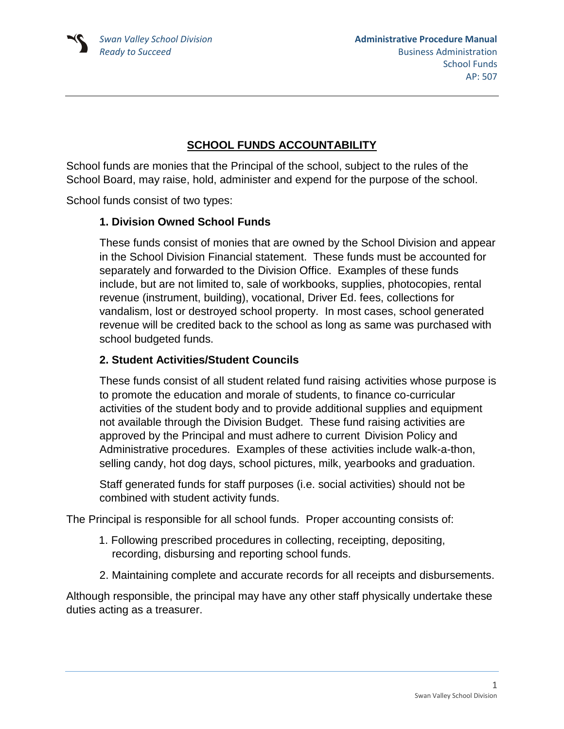# SCHOOL FUNDS ACCOUNTABILITY

School funds are monies that the Principal of the school, subject to the rules of the School Board, may raise, hold, administer and expend for the purpose of the school.

School funds consist of two types:

### 1. Division Owned School Funds

These funds consist of monies that are owned by the School Division and appear in the School Division Financial statement. These funds must be accounted for separately and forwarded to the Division Office. Examples of these funds include, but are not limited to, sale of workbooks, supplies, photocopies, rental revenue (instrument, building), vocational, Driver Ed. fees, collections for vandalism, lost or destroyed school property. In most cases, school generated revenue will be credited back to the school as long as same was purchased with school budgeted funds.

### 2. Student Activities/Student Councils

These funds consist of all student related fund raising activities whose purpose is to promote the education and morale of students, to finance co-curricular activities of the student body and to provide additional supplies and equipment not available through the Division Budget. These fund raising activities are approved by the Principal and must adhere to current Division Policy and Administrative procedures. Examples of these activities include walk-a-thon, selling candy, hot dog days, school pictures, milk, yearbooks and graduation.

Staff generated funds for staff purposes (i.e. social activities) should not be combined with student activity funds.

The Principal is responsible for all school funds. Proper accounting consists of:

1. Following prescribed procedures in collecting, receipting, depositing, recording, disbursing and reporting school funds.
2. Maintaining complete and accurate records for all receipts and disbursements.

Although responsible, the principal may have any other staff physically undertake these duties acting as a treasurer.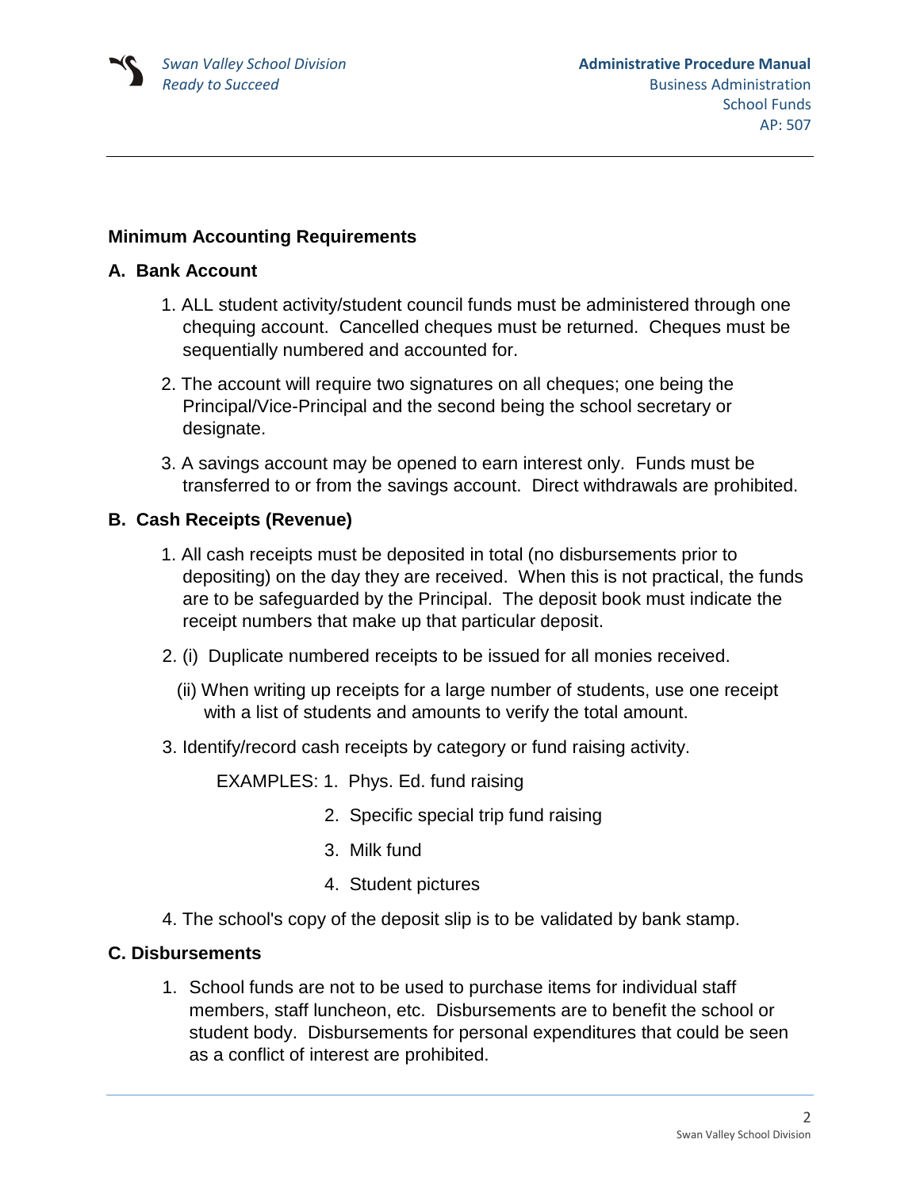## Minimum Accounting Requirements

### A. Bank Account

1. ALL student activity/student council funds must be administered through one chequing account. Cancelled cheques must be returned. Cheques must be sequentially numbered and accounted for.
2. The account will require two signatures on all cheques; one being the Principal/Vice-Principal and the second being the school secretary or designate.
3. A savings account may be opened to earn interest only. Funds must be transferred to or from the savings account. Direct withdrawals are prohibited.

### B. Cash Receipts (Revenue)

1. All cash receipts must be deposited in total (no disbursements prior to depositing) on the day they are received. When this is not practical, the funds are to be safeguarded by the Principal. The deposit book must indicate the receipt numbers that make up that particular deposit.
2. (i) Duplicate numbered receipts to be issued for all monies received.

   (ii) When writing up receipts for a large number of students, use one receipt with a list of students and amounts to verify the total amount.
3. Identify/record cash receipts by category or fund raising activity.

   EXAMPLES:
   1. Phys. Ed. fund raising
   2. Specific special trip fund raising
   3. Milk fund
   4. Student pictures
4. The school's copy of the deposit slip is to be validated by bank stamp.

### C. Disbursements

1. School funds are not to be used to purchase items for individual staff members, staff luncheon, etc. Disbursements are to benefit the school or student body. Disbursements for personal expenditures that could be seen as a conflict of interest are prohibited.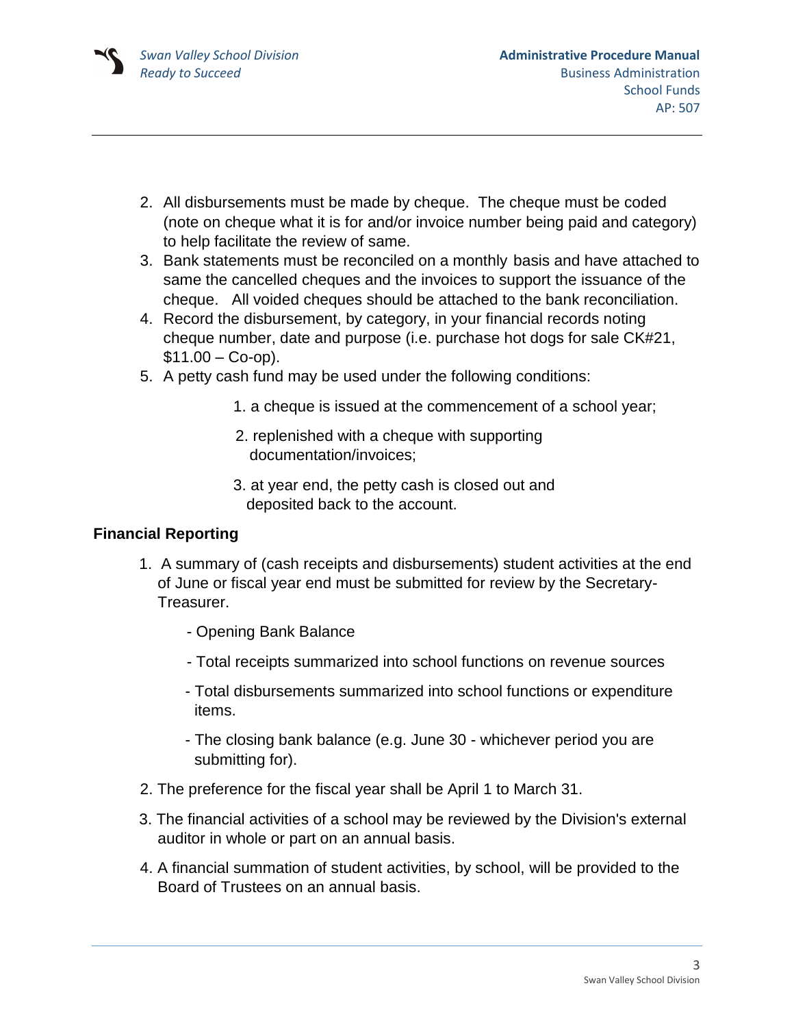2. All disbursements must be made by cheque. The cheque must be coded (note on cheque what it is for and/or invoice number being paid and category) to help facilitate the review of same.
3. Bank statements must be reconciled on a monthly basis and have attached to same the cancelled cheques and the invoices to support the issuance of the cheque. All voided cheques should be attached to the bank reconciliation.
4. Record the disbursement, by category, in your financial records noting cheque number, date and purpose (i.e. purchase hot dogs for sale CK#21, $11.00 – Co-op).
5. A petty cash fund may be used under the following conditions:
    1. a cheque is issued at the commencement of a school year;
    2. replenished with a cheque with supporting documentation/invoices;
    3. at year end, the petty cash is closed out and deposited back to the account.

**Financial Reporting**

1. A summary of (cash receipts and disbursements) student activities at the end of June or fiscal year end must be submitted for review by the Secretary-Treasurer.
    - Opening Bank Balance
    - Total receipts summarized into school functions on revenue sources
    - Total disbursements summarized into school functions or expenditure items.
    - The closing bank balance (e.g. June 30 - whichever period you are submitting for).
2. The preference for the fiscal year shall be April 1 to March 31.
3. The financial activities of a school may be reviewed by the Division's external auditor in whole or part on an annual basis.
4. A financial summation of student activities, by school, will be provided to the Board of Trustees on an annual basis.